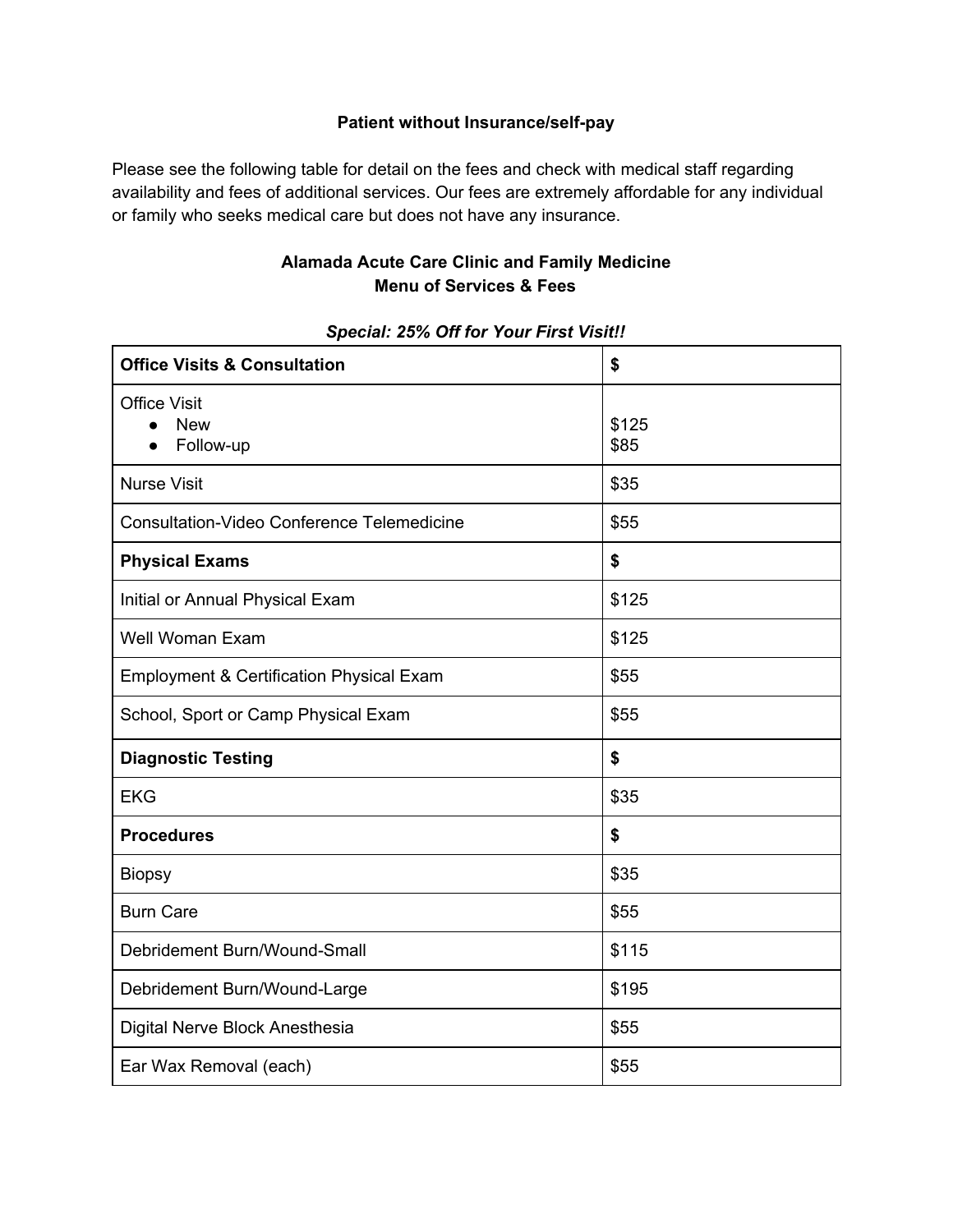**Patient without Insurance/self-pay**

Please see the following table for detail on the fees and check with medical staff regarding availability and fees of additional services. Our fees are extremely affordable for any individual or family who seeks medical care but does not have any insurance.

**Alamada Acute Care Clinic and Family Medicine**
**Menu of Services & Fees**

***Special: 25% Off for Your First Visit!!***

| **Office Visits & Consultation** | **$** |
|---|---|
| Office Visit<br>• New<br>• Follow-up | <br>$125<br>$85 |
| Nurse Visit | $35 |
| Consultation-Video Conference Telemedicine | $55 |
| **Physical Exams** | **$** |
| Initial or Annual Physical Exam | $125 |
| Well Woman Exam | $125 |
| Employment & Certification Physical Exam | $55 |
| School, Sport or Camp Physical Exam | $55 |
| **Diagnostic Testing** | **$** |
| EKG | $35 |
| **Procedures** | **$** |
| Biopsy | $35 |
| Burn Care | $55 |
| Debridement Burn/Wound-Small | $115 |
| Debridement Burn/Wound-Large | $195 |
| Digital Nerve Block Anesthesia | $55 |
| Ear Wax Removal (each) | $55 |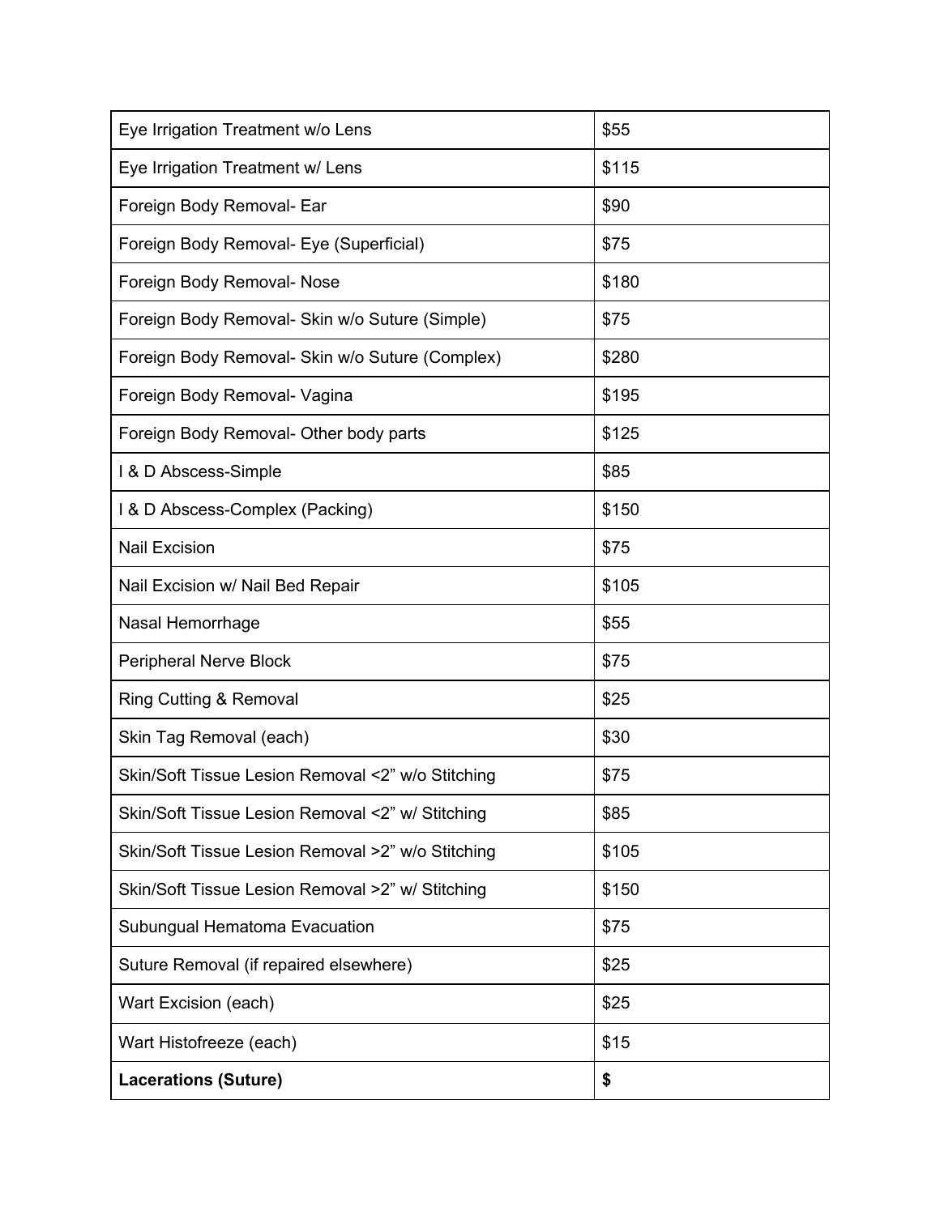| Eye Irrigation Treatment w/o Lens | $55 |
|---|---|
| Eye Irrigation Treatment w/ Lens | $115 |
| Foreign Body Removal- Ear | $90 |
| Foreign Body Removal- Eye (Superficial) | $75 |
| Foreign Body Removal- Nose | $180 |
| Foreign Body Removal- Skin w/o Suture (Simple) | $75 |
| Foreign Body Removal- Skin w/o Suture (Complex) | $280 |
| Foreign Body Removal- Vagina | $195 |
| Foreign Body Removal- Other body parts | $125 |
| I & D Abscess-Simple | $85 |
| I & D Abscess-Complex (Packing) | $150 |
| Nail Excision | $75 |
| Nail Excision w/ Nail Bed Repair | $105 |
| Nasal Hemorrhage | $55 |
| Peripheral Nerve Block | $75 |
| Ring Cutting & Removal | $25 |
| Skin Tag Removal (each) | $30 |
| Skin/Soft Tissue Lesion Removal <2" w/o Stitching | $75 |
| Skin/Soft Tissue Lesion Removal <2" w/ Stitching | $85 |
| Skin/Soft Tissue Lesion Removal >2" w/o Stitching | $105 |
| Skin/Soft Tissue Lesion Removal >2" w/ Stitching | $150 |
| Subungual Hematoma Evacuation | $75 |
| Suture Removal (if repaired elsewhere) | $25 |
| Wart Excision (each) | $25 |
| Wart Histofreeze (each) | $15 |
| **Lacerations (Suture)** | **$** |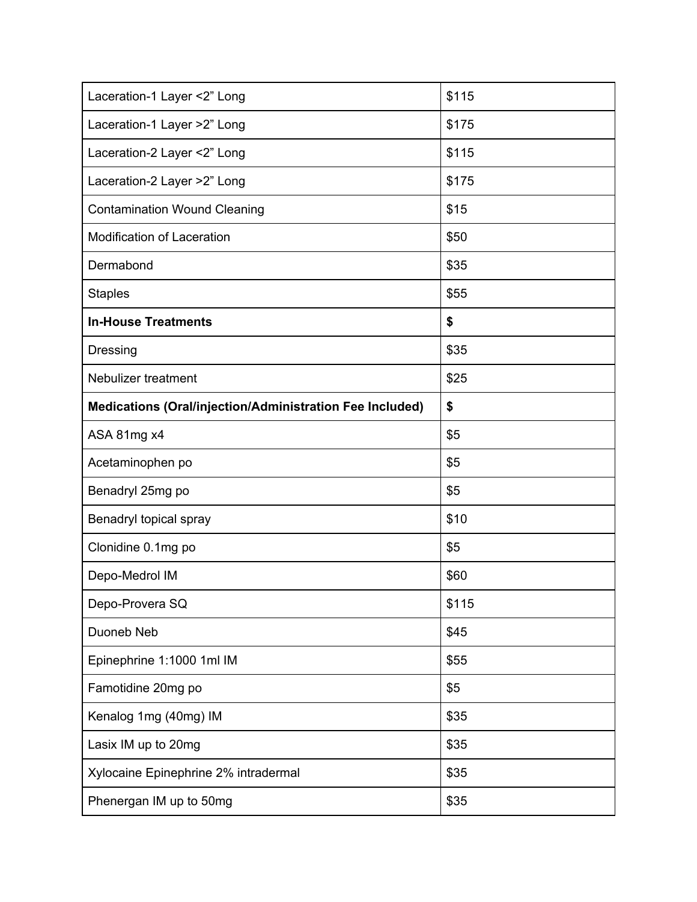| | |
|---|---|
| Laceration-1 Layer <2” Long | $115 |
| Laceration-1 Layer >2” Long | $175 |
| Laceration-2 Layer <2” Long | $115 |
| Laceration-2 Layer >2” Long | $175 |
| Contamination Wound Cleaning | $15 |
| Modification of Laceration | $50 |
| Dermabond | $35 |
| Staples | $55 |
| **In-House Treatments** | **$** |
| Dressing | $35 |
| Nebulizer treatment | $25 |
| **Medications (Oral/injection/Administration Fee Included)** | **$** |
| ASA 81mg x4 | $5 |
| Acetaminophen po | $5 |
| Benadryl 25mg po | $5 |
| Benadryl topical spray | $10 |
| Clonidine 0.1mg po | $5 |
| Depo-Medrol IM | $60 |
| Depo-Provera SQ | $115 |
| Duoneb Neb | $45 |
| Epinephrine 1:1000 1ml IM | $55 |
| Famotidine 20mg po | $5 |
| Kenalog 1mg (40mg) IM | $35 |
| Lasix IM up to 20mg | $35 |
| Xylocaine Epinephrine 2% intradermal | $35 |
| Phenergan IM up to 50mg | $35 |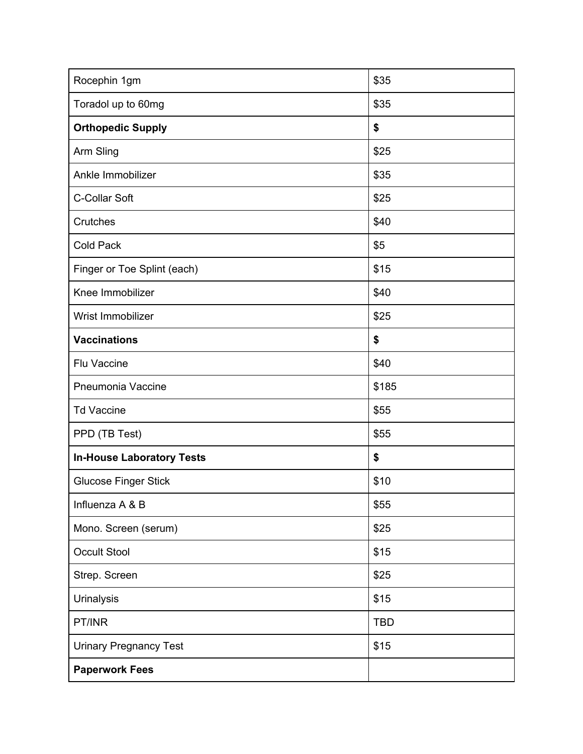| Rocephin 1gm | $35 |
|---|---|
| Toradol up to 60mg | $35 |
| **Orthopedic Supply** | **$** |
| Arm Sling | $25 |
| Ankle Immobilizer | $35 |
| C-Collar Soft | $25 |
| Crutches | $40 |
| Cold Pack | $5 |
| Finger or Toe Splint (each) | $15 |
| Knee Immobilizer | $40 |
| Wrist Immobilizer | $25 |
| **Vaccinations** | **$** |
| Flu Vaccine | $40 |
| Pneumonia Vaccine | $185 |
| Td Vaccine | $55 |
| PPD (TB Test) | $55 |
| **In-House Laboratory Tests** | **$** |
| Glucose Finger Stick | $10 |
| Influenza A & B | $55 |
| Mono. Screen (serum) | $25 |
| Occult Stool | $15 |
| Strep. Screen | $25 |
| Urinalysis | $15 |
| PT/INR | TBD |
| Urinary Pregnancy Test | $15 |
| **Paperwork Fees** | |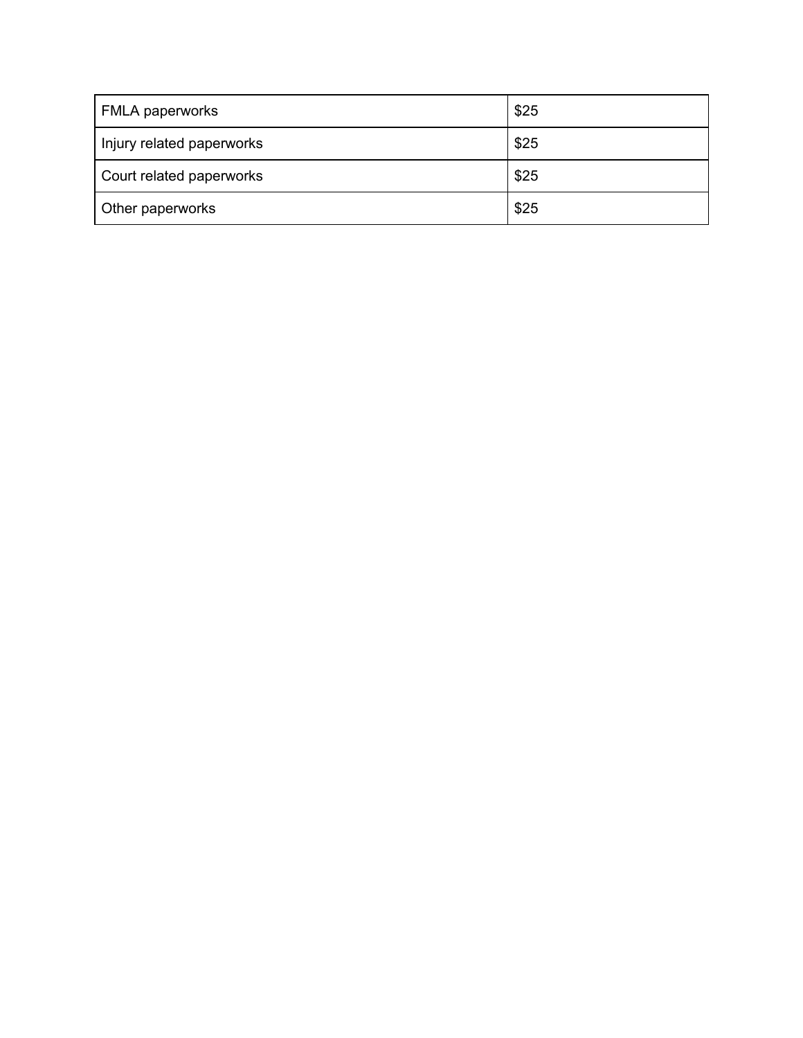| | |
|---|---|
| FMLA paperworks | $25 |
| Injury related paperworks | $25 |
| Court related paperworks | $25 |
| Other paperworks | $25 |